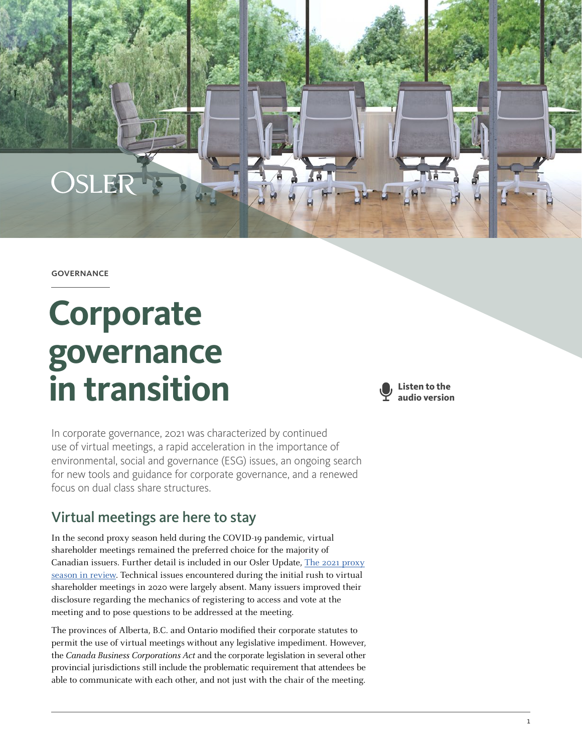GOVERNANCE

# Corporate governance in transition

Listen to the audio version

In corporate governance, 2021 was characterized by continued use of virtual meetings, a rapid acceleration in the importance of environmental, social and governance (ESG) issues, an ongoing search for new tools and guidance for corporate governance, and a renewed focus on dual class share structures.

## Virtual meetings are here to stay

In the second proxy season held during the COVID-19 pandemic, virtual shareholder meetings remained the preferred choice for the majority of Canadian issuers. Further detail is included in our Osler Update, [The 2021 proxy season in review](). Technical issues encountered during the initial rush to virtual shareholder meetings in 2020 were largely absent. Many issuers improved their disclosure regarding the mechanics of registering to access and vote at the meeting and to pose questions to be addressed at the meeting.

The provinces of Alberta, B.C. and Ontario modified their corporate statutes to permit the use of virtual meetings without any legislative impediment. However, the *Canada Business Corporations Act* and the corporate legislation in several other provincial jurisdictions still include the problematic requirement that attendees be able to communicate with each other, and not just with the chair of the meeting.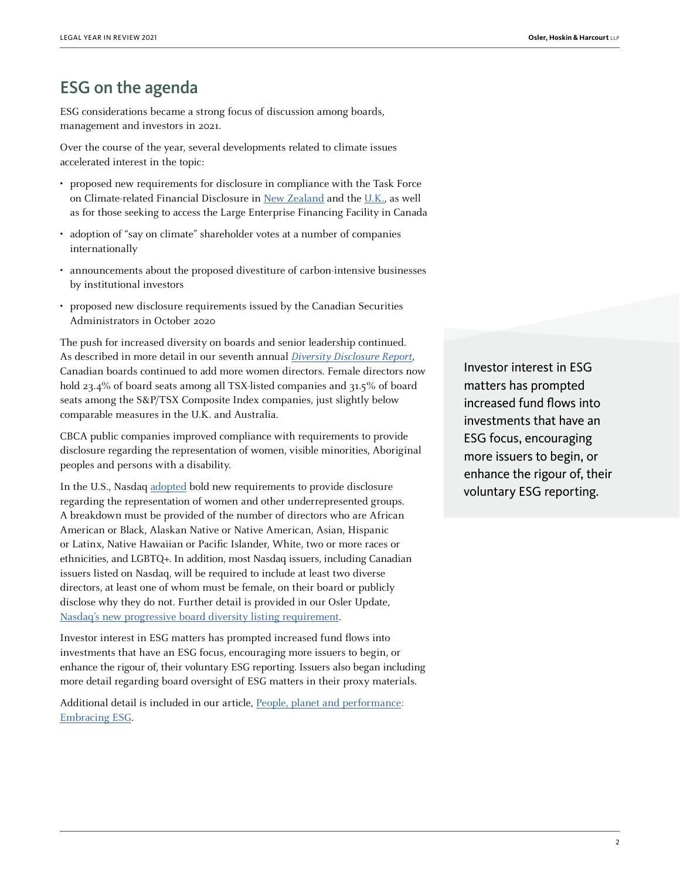## ESG on the agenda

ESG considerations became a strong focus of discussion among boards, management and investors in 2021.

Over the course of the year, several developments related to climate issues accelerated interest in the topic:

- proposed new requirements for disclosure in compliance with the Task Force on Climate-related Financial Disclosure in New Zealand and the U.K., as well as for those seeking to access the Large Enterprise Financing Facility in Canada
- adoption of "say on climate" shareholder votes at a number of companies internationally
- announcements about the proposed divestiture of carbon-intensive businesses by institutional investors
- proposed new disclosure requirements issued by the Canadian Securities Administrators in October 2020

The push for increased diversity on boards and senior leadership continued. As described in more detail in our seventh annual *Diversity Disclosure Report*, Canadian boards continued to add more women directors. Female directors now hold 23.4% of board seats among all TSX-listed companies and 31.5% of board seats among the S&P/TSX Composite Index companies, just slightly below comparable measures in the U.K. and Australia.

CBCA public companies improved compliance with requirements to provide disclosure regarding the representation of women, visible minorities, Aboriginal peoples and persons with a disability.

In the U.S., Nasdaq adopted bold new requirements to provide disclosure regarding the representation of women and other underrepresented groups. A breakdown must be provided of the number of directors who are African American or Black, Alaskan Native or Native American, Asian, Hispanic or Latinx, Native Hawaiian or Pacific Islander, White, two or more races or ethnicities, and LGBTQ+. In addition, most Nasdaq issuers, including Canadian issuers listed on Nasdaq, will be required to include at least two diverse directors, at least one of whom must be female, on their board or publicly disclose why they do not. Further detail is provided in our Osler Update, Nasdaq's new progressive board diversity listing requirement.

Investor interest in ESG matters has prompted increased fund flows into investments that have an ESG focus, encouraging more issuers to begin, or enhance the rigour of, their voluntary ESG reporting. Issuers also began including more detail regarding board oversight of ESG matters in their proxy materials.

Additional detail is included in our article, People, planet and performance: Embracing ESG.

> Investor interest in ESG matters has prompted increased fund flows into investments that have an ESG focus, encouraging more issuers to begin, or enhance the rigour of, their voluntary ESG reporting.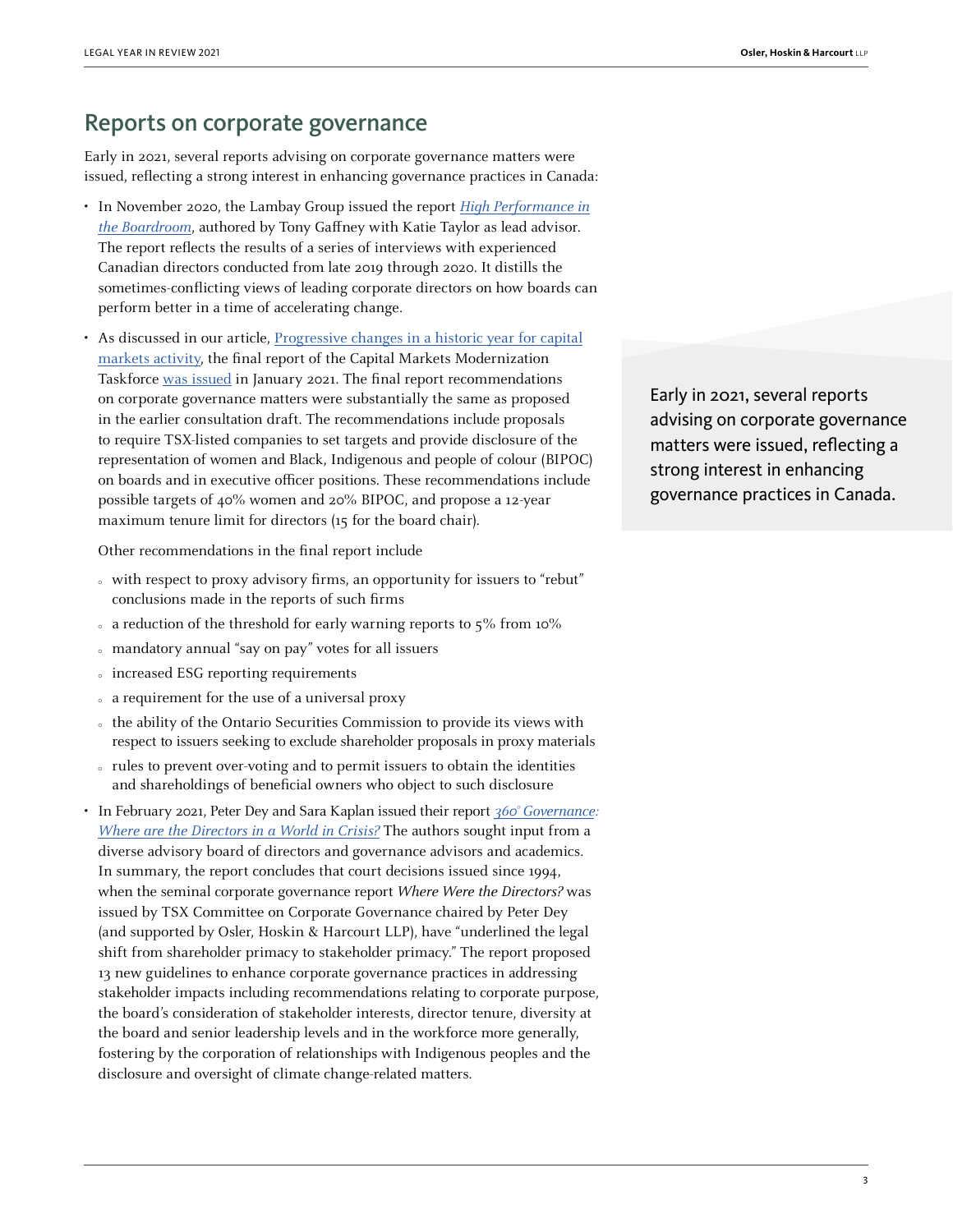## Reports on corporate governance

Early in 2021, several reports advising on corporate governance matters were issued, reflecting a strong interest in enhancing governance practices in Canada:

- In November 2020, the Lambay Group issued the report *High Performance in the Boardroom*, authored by Tony Gaffney with Katie Taylor as lead advisor. The report reflects the results of a series of interviews with experienced Canadian directors conducted from late 2019 through 2020. It distills the sometimes-conflicting views of leading corporate directors on how boards can perform better in a time of accelerating change.
- As discussed in our article, Progressive changes in a historic year for capital markets activity, the final report of the Capital Markets Modernization Taskforce was issued in January 2021. The final report recommendations on corporate governance matters were substantially the same as proposed in the earlier consultation draft. The recommendations include proposals to require TSX-listed companies to set targets and provide disclosure of the representation of women and Black, Indigenous and people of colour (BIPOC) on boards and in executive officer positions. These recommendations include possible targets of 40% women and 20% BIPOC, and propose a 12-year maximum tenure limit for directors (15 for the board chair).

  Other recommendations in the final report include

  - with respect to proxy advisory firms, an opportunity for issuers to "rebut" conclusions made in the reports of such firms
  - a reduction of the threshold for early warning reports to 5% from 10%
  - mandatory annual "say on pay" votes for all issuers
  - increased ESG reporting requirements
  - a requirement for the use of a universal proxy
  - the ability of the Ontario Securities Commission to provide its views with respect to issuers seeking to exclude shareholder proposals in proxy materials
  - rules to prevent over-voting and to permit issuers to obtain the identities and shareholdings of beneficial owners who object to such disclosure
- In February 2021, Peter Dey and Sara Kaplan issued their report *360° Governance: Where are the Directors in a World in Crisis?* The authors sought input from a diverse advisory board of directors and governance advisors and academics. In summary, the report concludes that court decisions issued since 1994, when the seminal corporate governance report *Where Were the Directors?* was issued by TSX Committee on Corporate Governance chaired by Peter Dey (and supported by Osler, Hoskin & Harcourt LLP), have "underlined the legal shift from shareholder primacy to stakeholder primacy." The report proposed 13 new guidelines to enhance corporate governance practices in addressing stakeholder impacts including recommendations relating to corporate purpose, the board's consideration of stakeholder interests, director tenure, diversity at the board and senior leadership levels and in the workforce more generally, fostering by the corporation of relationships with Indigenous peoples and the disclosure and oversight of climate change-related matters.

> Early in 2021, several reports advising on corporate governance matters were issued, reflecting a strong interest in enhancing governance practices in Canada.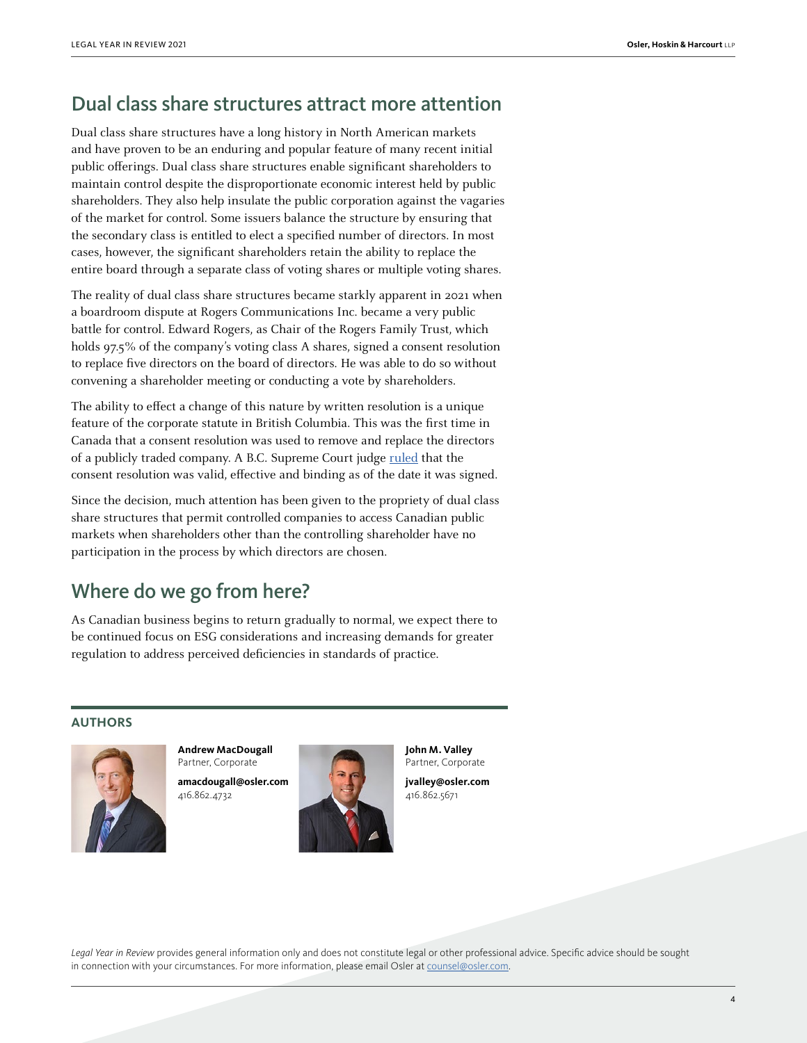## Dual class share structures attract more attention

Dual class share structures have a long history in North American markets and have proven to be an enduring and popular feature of many recent initial public offerings. Dual class share structures enable significant shareholders to maintain control despite the disproportionate economic interest held by public shareholders. They also help insulate the public corporation against the vagaries of the market for control. Some issuers balance the structure by ensuring that the secondary class is entitled to elect a specified number of directors. In most cases, however, the significant shareholders retain the ability to replace the entire board through a separate class of voting shares or multiple voting shares.

The reality of dual class share structures became starkly apparent in 2021 when a boardroom dispute at Rogers Communications Inc. became a very public battle for control. Edward Rogers, as Chair of the Rogers Family Trust, which holds 97.5% of the company's voting class A shares, signed a consent resolution to replace five directors on the board of directors. He was able to do so without convening a shareholder meeting or conducting a vote by shareholders.

The ability to effect a change of this nature by written resolution is a unique feature of the corporate statute in British Columbia. This was the first time in Canada that a consent resolution was used to remove and replace the directors of a publicly traded company. A B.C. Supreme Court judge ruled that the consent resolution was valid, effective and binding as of the date it was signed.

Since the decision, much attention has been given to the propriety of dual class share structures that permit controlled companies to access Canadian public markets when shareholders other than the controlling shareholder have no participation in the process by which directors are chosen.

## Where do we go from here?

As Canadian business begins to return gradually to normal, we expect there to be continued focus on ESG considerations and increasing demands for greater regulation to address perceived deficiencies in standards of practice.

### AUTHORS

**Andrew MacDougall**
Partner, Corporate

**amacdougall@osler.com**
416.862.4732

**John M. Valley**
Partner, Corporate

**jvalley@osler.com**
416.862.5671

*Legal Year in Review* provides general information only and does not constitute legal or other professional advice. Specific advice should be sought in connection with your circumstances. For more information, please email Osler at counsel@osler.com.